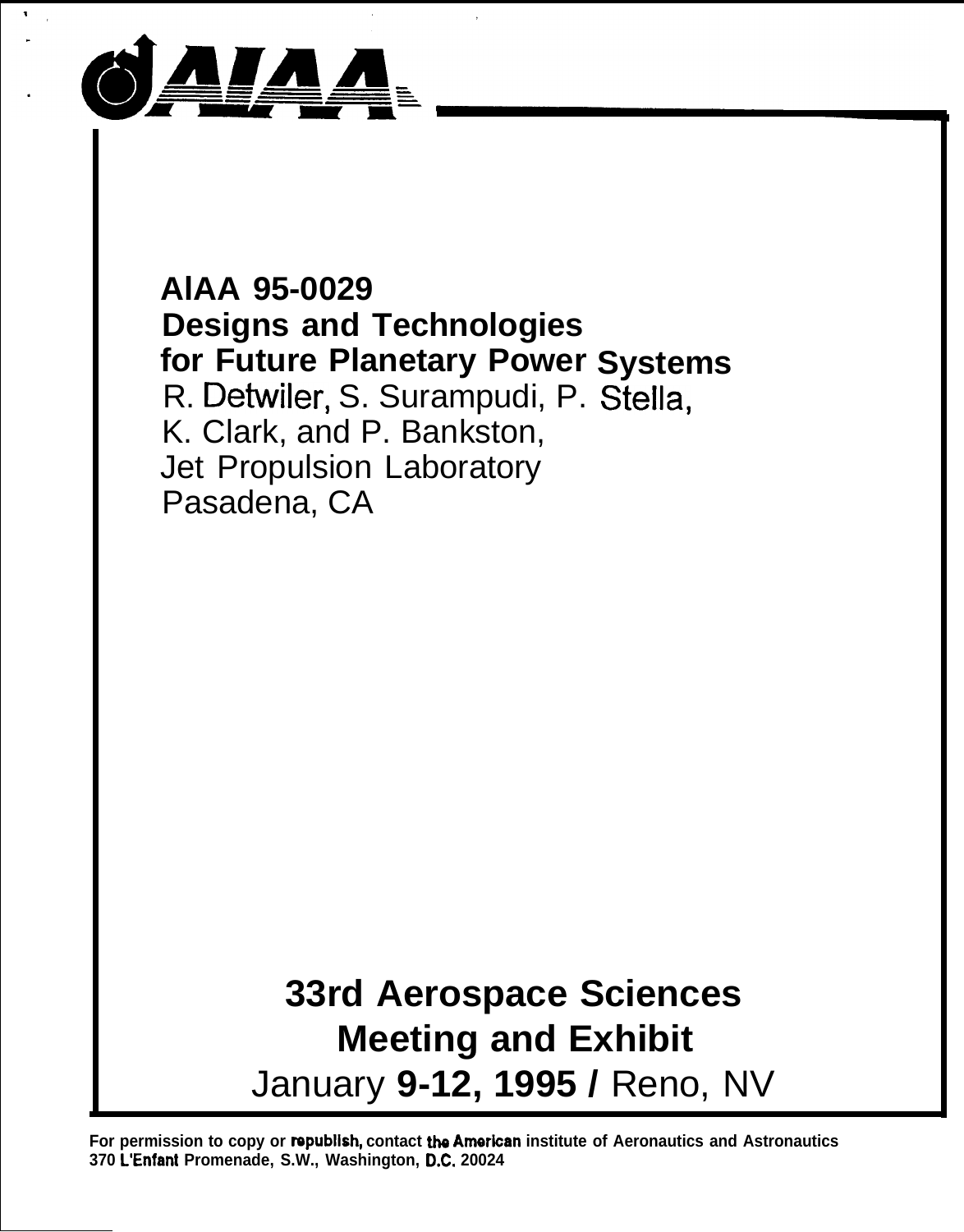# AIAA 95-0029
# Designs and Technologies for Future Planetary Power Systems

R. Detwiler, S. Surampudi, P. Stella,
K. Clark, and P. Bankston,
Jet Propulsion Laboratory
Pasadena, CA

## 33rd Aerospace Sciences Meeting and Exhibit
## January 9-12, 1995 / Reno, NV

**For permission to copy or republish, contact the American institute of Aeronautics and Astronautics 370 L'Enfant Promenade, S.W., Washington, D.C. 20024**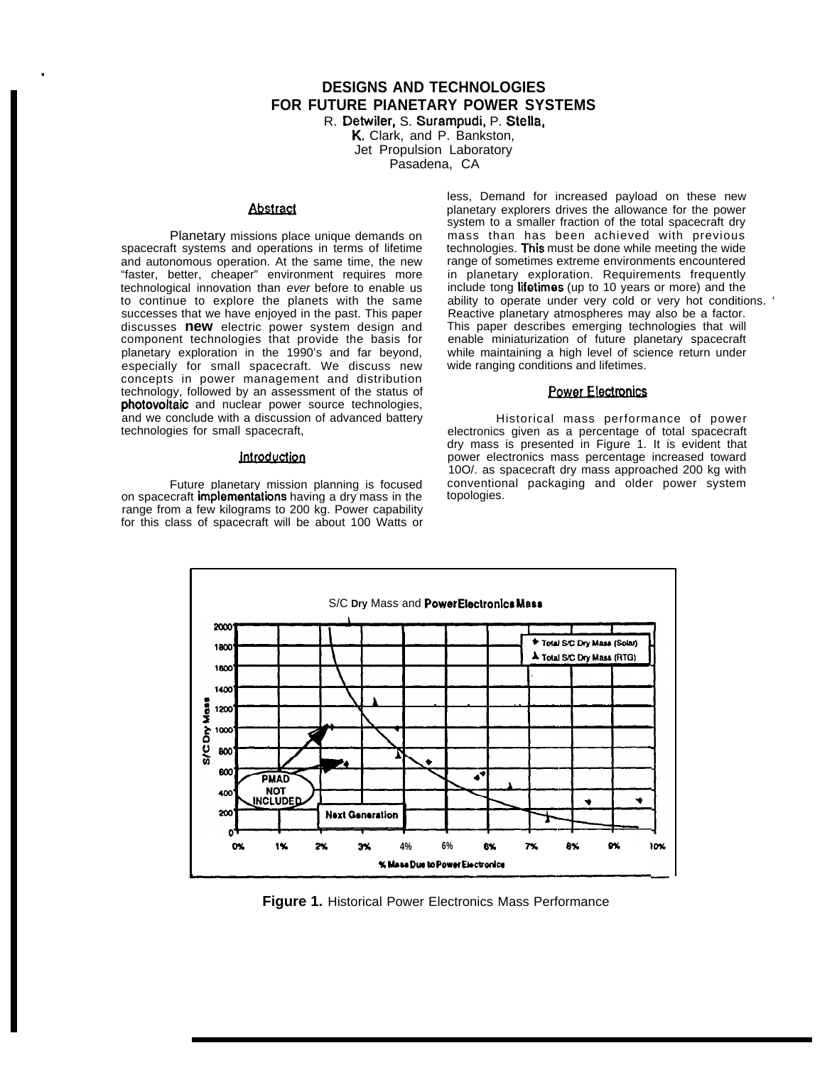# DESIGNS AND TECHNOLOGIES FOR FUTURE PIANETARY POWER SYSTEMS

R. Detwiler, S. Surampudi, P. Stella, K. Clark, and P. Bankston,
Jet Propulsion Laboratory
Pasadena, CA

## Abstract

Planetary missions place unique demands on spacecraft systems and operations in terms of lifetime and autonomous operation. At the same time, the new "faster, better, cheaper" environment requires more technological innovation than *ever* before to enable us to continue to explore the planets with the same successes that we have enjoyed in the past. This paper discusses **new** electric power system design and component technologies that provide the basis for planetary exploration in the 1990's and far beyond, especially for small spacecraft. We discuss new concepts in power management and distribution technology, followed by an assessment of the status of photovoltaic and nuclear power source technologies, and we conclude with a discussion of advanced battery technologies for small spacecraft,

## Introduction

Future planetary mission planning is focused on spacecraft implementations having a dry mass in the range from a few kilograms to 200 kg. Power capability for this class of spacecraft will be about 100 Watts or less, Demand for increased payload on these new planetary explorers drives the allowance for the power system to a smaller fraction of the total spacecraft dry mass than has been achieved with previous technologies. This must be done while meeting the wide range of sometimes extreme environments encountered in planetary exploration. Requirements frequently include tong lifetimes (up to 10 years or more) and the ability to operate under very cold or very hot conditions. Reactive planetary atmospheres may also be a factor. This paper describes emerging technologies that will enable miniaturization of future planetary spacecraft while maintaining a high level of science return under wide ranging conditions and lifetimes.

## Power Electronics

Historical mass performance of power electronics given as a percentage of total spacecraft dry mass is presented in Figure 1. It is evident that power electronics mass percentage increased toward 10O/. as spacecraft dry mass approached 200 kg with conventional packaging and older power system topologies.

**Figure 1.** Historical Power Electronics Mass Performance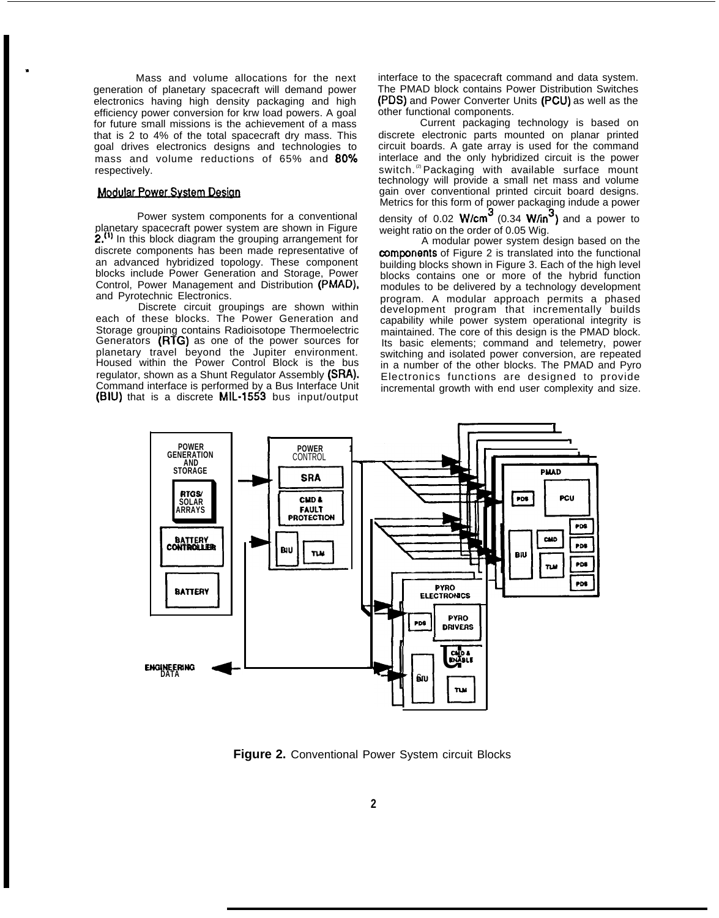Mass and volume allocations for the next generation of planetary spacecraft will demand power electronics having high density packaging and high efficiency power conversion for krw load powers. A goal for future small missions is the achievement of a mass that is 2 to 4% of the total spacecraft dry mass. This goal drives electronics designs and technologies to mass and volume reductions of 65% and 80% respectively.

## Modular Power System Design

Power system components for a conventional planetary spacecraft power system are shown in Figure 2.[1] In this block diagram the grouping arrangement for discrete components has been made representative of an advanced hybridized topology. These component blocks include Power Generation and Storage, Power Control, Power Management and Distribution (PMAD), and Pyrotechnic Electronics.

Discrete circuit groupings are shown within each of these blocks. The Power Generation and Storage grouping contains Radioisotope Thermoelectric Generators (RTG) as one of the power sources for planetary travel beyond the Jupiter environment. Housed within the Power Control Block is the bus regulator, shown as a Shunt Regulator Assembly (SRA). Command interface is performed by a Bus Interface Unit (BIU) that is a discrete MIL-1553 bus input/output interface to the spacecraft command and data system. The PMAD block contains Power Distribution Switches (PDS) and Power Converter Units (PCU) as well as the other functional components.

Current packaging technology is based on discrete electronic parts mounted on planar printed circuit boards. A gate array is used for the command interlace and the only hybridized circuit is the power switch.[2] Packaging with available surface mount technology will provide a small net mass and volume gain over conventional printed circuit board designs. Metrics for this form of power packaging indude a power density of 0.02 $W/cm^3$ (0.34 $W/in^3$) and a power to weight ratio on the order of 0.05 Wig.

A modular power system design based on the components of Figure 2 is translated into the functional building blocks shown in Figure 3. Each of the high level blocks contains one or more of the hybrid function modules to be delivered by a technology development program. A modular approach permits a phased development program that incrementally builds capability while power system operational integrity is maintained. The core of this design is the PMAD block. Its basic elements; command and telemetry, power switching and isolated power conversion, are repeated in a number of the other blocks. The PMAD and Pyro Electronics functions are designed to provide incremental growth with end user complexity and size.

**Figure 2.** Conventional Power System circuit Blocks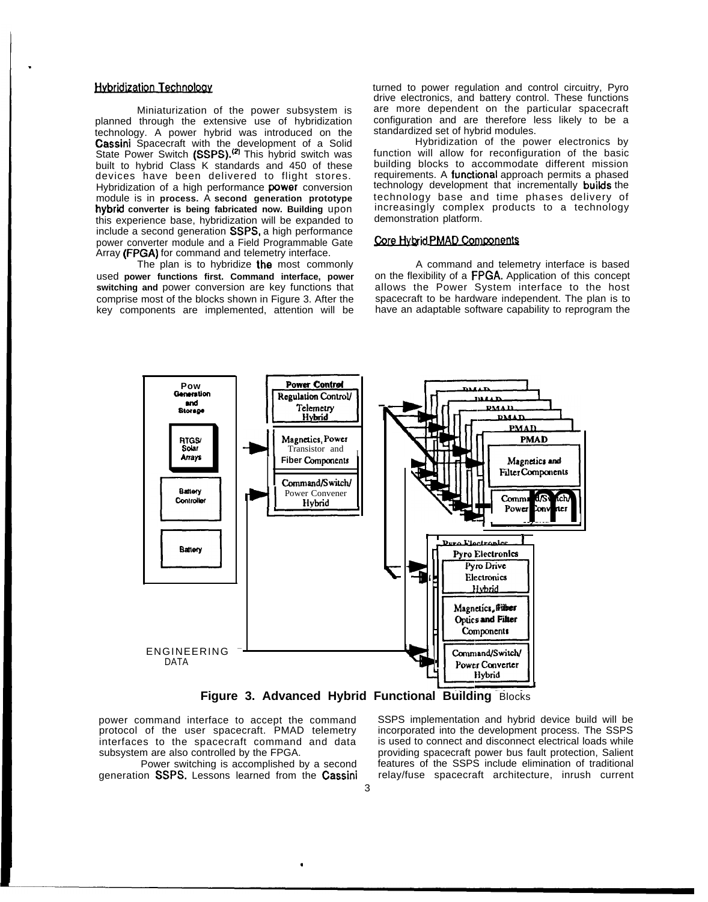## Hybridization Technology

Miniaturization of the power subsystem is planned through the extensive use of hybridization technology. A power hybrid was introduced on the Cassini Spacecraft with the development of a Solid State Power Switch (SSPS).[2] This hybrid switch was built to hybrid Class K standards and 450 of these devices have been delivered to flight stores. Hybridization of a high performance power conversion module is in process. A second generation prototype hybrid converter is being fabricated now. Building upon this experience base, hybridization will be expanded to include a second generation SSPS, a high performance power converter module and a Field Programmable Gate Array (FPGA) for command and telemetry interface.

The plan is to hybridize the most commonly used power functions first. Command interface, power switching and power conversion are key functions that comprise most of the blocks shown in Figure 3. After the key components are implemented, attention will be turned to power regulation and control circuitry, Pyro drive electronics, and battery control. These functions are more dependent on the particular spacecraft configuration and are therefore less likely to be a standardized set of hybrid modules.

Hybridization of the power electronics by function will allow for reconfiguration of the basic building blocks to accommodate different mission requirements. A functional approach permits a phased technology development that incrementally builds the technology base and time phases delivery of increasingly complex products to a technology demonstration platform.

## Core Hybrid PMAD Components

A command and telemetry interface is based on the flexibility of a FPGA. Application of this concept allows the Power System interface to the host spacecraft to be hardware independent. The plan is to have an adaptable software capability to reprogram the power command interface to accept the command protocol of the user spacecraft. PMAD telemetry interfaces to the spacecraft command and data subsystem are also controlled by the FPGA.

**Figure 3. Advanced Hybrid Functional Building Blocks**

Power switching is accomplished by a second generation SSPS. Lessons learned from the Cassini SSPS implementation and hybrid device build will be incorporated into the development process. The SSPS is used to connect and disconnect electrical loads while providing spacecraft power bus fault protection, Salient features of the SSPS include elimination of traditional relay/fuse spacecraft architecture, inrush current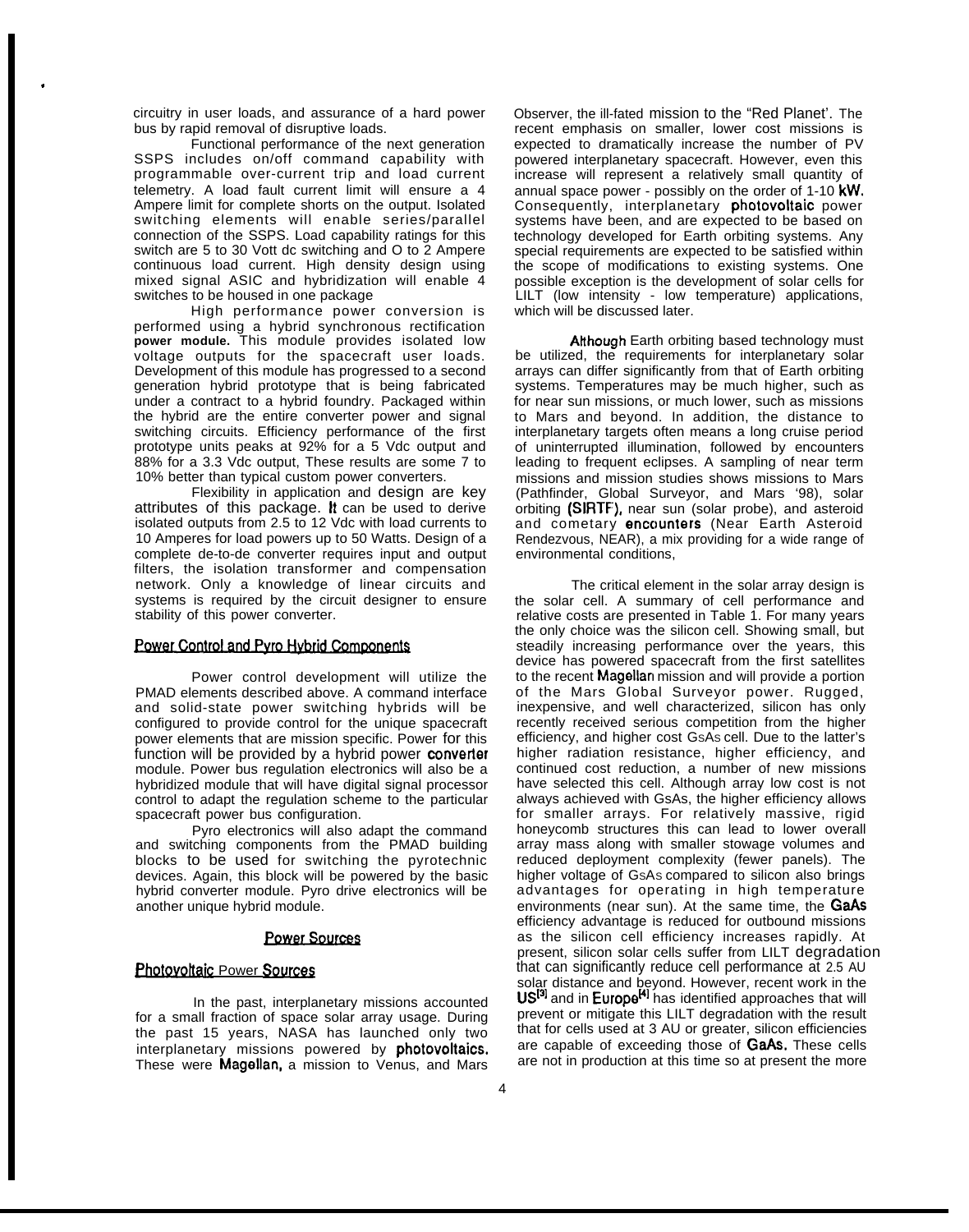circuitry in user loads, and assurance of a hard power bus by rapid removal of disruptive loads.

Functional performance of the next generation SSPS includes on/off command capability with programmable over-current trip and load current telemetry. A load fault current limit will ensure a 4 Ampere limit for complete shorts on the output. Isolated switching elements will enable series/parallel connection of the SSPS. Load capability ratings for this switch are 5 to 30 Vott dc switching and O to 2 Ampere continuous load current. High density design using mixed signal ASIC and hybridization will enable 4 switches to be housed in one package

High performance power conversion is performed using a hybrid synchronous rectification **power module.** This module provides isolated low voltage outputs for the spacecraft user loads. Development of this module has progressed to a second generation hybrid prototype that is being fabricated under a contract to a hybrid foundry. Packaged within the hybrid are the entire converter power and signal switching circuits. Efficiency performance of the first prototype units peaks at 92% for a 5 Vdc output and 88% for a 3.3 Vdc output, These results are some 7 to 10% better than typical custom power converters.

Flexibility in application and design are key attributes of this package. It can be used to derive isolated outputs from 2.5 to 12 Vdc with load currents to 10 Amperes for load powers up to 50 Watts. Design of a complete de-to-de converter requires input and output filters, the isolation transformer and compensation network. Only a knowledge of linear circuits and systems is required by the circuit designer to ensure stability of this power converter.

## Power Control and Pyro Hybrid Components

Power control development will utilize the PMAD elements described above. A command interface and solid-state power switching hybrids will be configured to provide control for the unique spacecraft power elements that are mission specific. Power for this function will be provided by a hybrid power converter module. Power bus regulation electronics will also be a hybridized module that will have digital signal processor control to adapt the regulation scheme to the particular spacecraft power bus configuration.

Pyro electronics will also adapt the command and switching components from the PMAD building blocks to be used for switching the pyrotechnic devices. Again, this block will be powered by the basic hybrid converter module. Pyro drive electronics will be another unique hybrid module.

## Power Sources

### Photovoltaic Power Sources

In the past, interplanetary missions accounted for a small fraction of space solar array usage. During the past 15 years, NASA has launched only two interplanetary missions powered by photovoltaics. These were Magellan, a mission to Venus, and Mars Observer, the ill-fated mission to the "Red Planet'. The recent emphasis on smaller, lower cost missions is expected to dramatically increase the number of PV powered interplanetary spacecraft. However, even this increase will represent a relatively small quantity of annual space power - possibly on the order of 1-10 kW. Consequently, interplanetary photovoltaic power systems have been, and are expected to be based on technology developed for Earth orbiting systems. Any special requirements are expected to be satisfied within the scope of modifications to existing systems. One possible exception is the development of solar cells for LILT (low intensity - low temperature) applications, which will be discussed later.

Although Earth orbiting based technology must be utilized, the requirements for interplanetary solar arrays can differ significantly from that of Earth orbiting systems. Temperatures may be much higher, such as for near sun missions, or much lower, such as missions to Mars and beyond. In addition, the distance to interplanetary targets often means a long cruise period of uninterrupted illumination, followed by encounters leading to frequent eclipses. A sampling of near term missions and mission studies shows missions to Mars (Pathfinder, Global Surveyor, and Mars '98), solar orbiting (SIRTF), near sun (solar probe), and asteroid and cometary encounters (Near Earth Asteroid Rendezvous, NEAR), a mix providing for a wide range of environmental conditions,

The critical element in the solar array design is the solar cell. A summary of cell performance and relative costs are presented in Table 1. For many years the only choice was the silicon cell. Showing small, but steadily increasing performance over the years, this device has powered spacecraft from the first satellites to the recent Magellan mission and will provide a portion of the Mars Global Surveyor power. Rugged, inexpensive, and well characterized, silicon has only recently received serious competition from the higher efficiency, and higher cost GsAs cell. Due to the latter's higher radiation resistance, higher efficiency, and continued cost reduction, a number of new missions have selected this cell. Although array low cost is not always achieved with GsAs, the higher efficiency allows for smaller arrays. For relatively massive, rigid honeycomb structures this can lead to lower overall array mass along with smaller stowage volumes and reduced deployment complexity (fewer panels). The higher voltage of GsAs compared to silicon also brings advantages for operating in high temperature environments (near sun). At the same time, the GaAs efficiency advantage is reduced for outbound missions as the silicon cell efficiency increases rapidly. At present, silicon solar cells suffer from LILT degradation that can significantly reduce cell performance at 2.5 AU solar distance and beyond. However, recent work in the US[3] and in Europe[4] has identified approaches that will prevent or mitigate this LILT degradation with the result that for cells used at 3 AU or greater, silicon efficiencies are capable of exceeding those of GaAs. These cells are not in production at this time so at present the more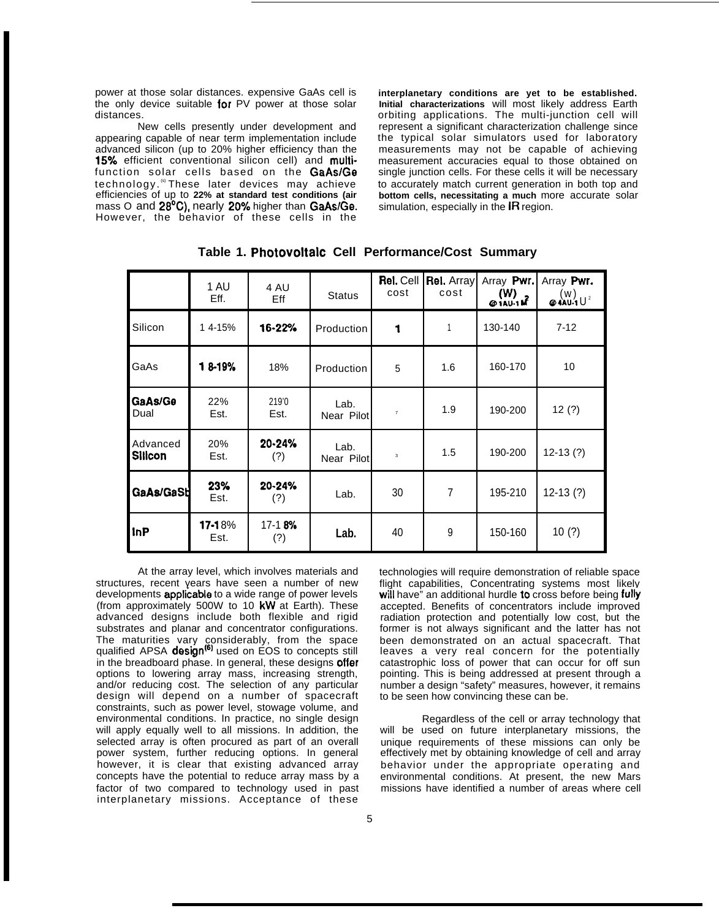power at those solar distances. expensive GaAs cell is the only device suitable for PV power at those solar distances.

New cells presently under development and appearing capable of near term implementation include advanced silicon (up to 20% higher efficiency than the 15% efficient conventional silicon cell) and multi-function solar cells based on the GaAs/Ge technology.[5] These later devices may achieve efficiencies of up to **22% at standard test conditions (air** mass O and 28°C), nearly 20% higher than GaAs/Ge. However, the behavior of these cells in the **interplanetary conditions are yet to be established. Initial characterizations** will most likely address Earth orbiting applications. The multi-junction cell will represent a significant characterization challenge since the typical solar simulators used for laboratory measurements may not be capable of achieving measurement accuracies equal to those obtained on single junction cells. For these cells it will be necessary to accurately match current generation in both top and **bottom cells, necessitating a much** more accurate solar simulation, especially in the IR region.

**Table 1. Photovoltaic Cell Performance/Cost Summary**

| | 1 AU Eff. | 4 AU Eff | Status | Rel. Cell cost | Rel. Array cost | Array Pwr. (W) @ 1AU-1 $M^2$ | Array Pwr. (W) @ 4AU-1 $M^2$ |
|---|---|---|---|---|---|---|---|
| Silicon | 1 4-15% | 16-22% | Production | 1 | 1 | 130-140 | 7-12 |
| GaAs | 1 8-19% | 18% | Production | 5 | 1.6 | 160-170 | 10 |
| GaAs/Ge Dual | 22% Est. | 219'0 Est. | Lab. Near Pilot | 7 | 1.9 | 190-200 | 12 (?) |
| Advanced Silicon | 20% Est. | 20-24% (?) | Lab. Near Pilot | 3 | 1.5 | 190-200 | 12-13 (?) |
| GaAs/GaSb | 23% Est. | 20-24% (?) | Lab. | 30 | 7 | 195-210 | 12-13 (?) |
| InP | 17-18% Est. | 17-18% (?) | Lab. | 40 | 9 | 150-160 | 10 (?) |

At the array level, which involves materials and structures, recent years have seen a number of new developments applicable to a wide range of power levels (from approximately 500W to 10 kW at Earth). These advanced designs include both flexible and rigid substrates and planar and concentrator configurations. The maturities vary considerably, from the space qualified APSA design[6] used on EOS to concepts still in the breadboard phase. In general, these designs offer options to lowering array mass, increasing strength, and/or reducing cost. The selection of any particular design will depend on a number of spacecraft constraints, such as power level, stowage volume, and environmental conditions. In practice, no single design will apply equally well to all missions. In addition, the selected array is often procured as part of an overall power system, further reducing options. In general however, it is clear that existing advanced array concepts have the potential to reduce array mass by a factor of two compared to technology used in past interplanetary missions. Acceptance of these technologies will require demonstration of reliable space flight capabilities, Concentrating systems most likely will have" an additional hurdle to cross before being fully accepted. Benefits of concentrators include improved radiation protection and potentially low cost, but the former is not always significant and the latter has not been demonstrated on an actual spacecraft. That leaves a very real concern for the potentially catastrophic loss of power that can occur for off sun pointing. This is being addressed at present through a number a design "safety" measures, however, it remains to be seen how convincing these can be.

Regardless of the cell or array technology that will be used on future interplanetary missions, the unique requirements of these missions can only be effectively met by obtaining knowledge of cell and array behavior under the appropriate operating and environmental conditions. At present, the new Mars missions have identified a number of areas where cell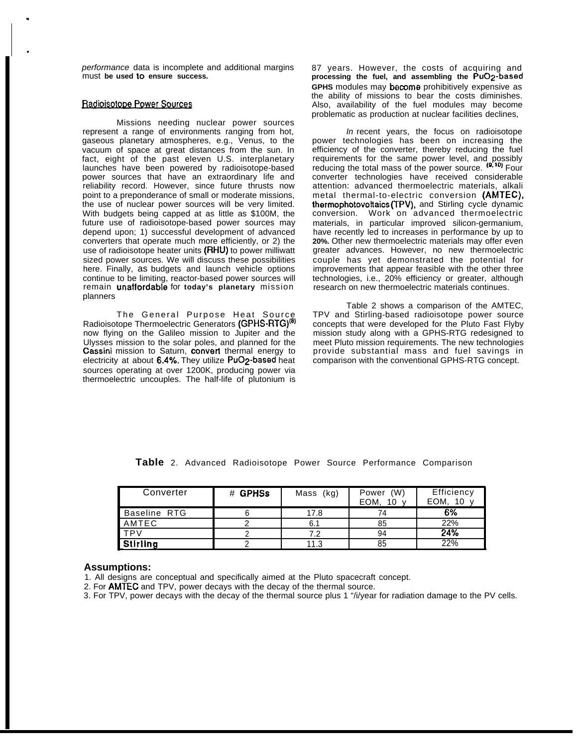*performance* data is incomplete and additional margins must **be used to ensure success.**

## Radioisotope Power Sources

Missions needing nuclear power sources represent a range of environments ranging from hot, gaseous planetary atmospheres, e.g., Venus, to the vacuum of space at great distances from the sun. In fact, eight of the past eleven U.S. interplanetary launches have been powered by radioisotope-based power sources that have an extraordinary life and reliability record. However, since future thrusts now point to a preponderance of small or moderate missions, the use of nuclear power sources will be very limited. With budgets being capped at as little as $100M, the future use of radioisotope-based power sources may depend upon; 1) successful development of advanced converters that operate much more efficiently, or 2) the use of radioisotope heater units (RHU) to power milliwatt sized power sources. We will discuss these possibilities here. Finally, as budgets and launch vehicle options continue to be limiting, reactor-based power sources will remain unaffordable for **today's planetary** mission planners

The General Purpose Heat Source Radioisotope Thermoelectric Generators (GPHS-RTG)[8] now flying on the Galileo mission to Jupiter and the Ulysses mission to the solar poles, and planned for the Cassini mission to Saturn, convert thermal energy to electricity at about 6.4%. They utilize $PuO_2$-based heat sources operating at over 1200K, producing power via thermoelectric uncouples. The half-life of plutonium is 87 years. However, the costs of acquiring and **processing the fuel, and assembling the $PuO_2$-based GPHS** modules may become prohibitively expensive as the ability of missions to bear the costs diminishes. Also, availability of the fuel modules may become problematic as production at nuclear facilities declines,

*In* recent years, the focus on radioisotope power technologies has been on increasing the efficiency of the converter, thereby reducing the fuel requirements for the same power level, and possibly reducing the total mass of the power source. [9,10] Four converter technologies have received considerable attention: advanced thermoelectric materials, alkali metal thermal-to-electric conversion (AMTEC), thermophotovoltaics (TPV), and Stirling cycle dynamic conversion. Work on advanced thermoelectric materials, in particular improved silicon-germanium, have recently led to increases in performance by up to **20%.** Other new thermoelectric materials may offer even greater advances. However, no new thermoelectric couple has yet demonstrated the potential for improvements that appear feasible with the other three technologies, i.e., 20% efficiency or greater, although research on new thermoelectric materials continues.

Table 2 shows a comparison of the AMTEC, TPV and Stirling-based radioisotope power source concepts that were developed for the Pluto Fast Flyby mission study along with a GPHS-RTG redesigned to meet Pluto mission requirements. The new technologies provide substantial mass and fuel savings in comparison with the conventional GPHS-RTG concept.

**Table** 2. Advanced Radioisotope Power Source Performance Comparison

| Converter | # GPHSs | Mass (kg) | Power (W) EOM, 10 y | Efficiency EOM, 10 y |
|---|---|---|---|---|
| Baseline RTG | 6 | 17.8 | 74 | 6% |
| AMTEC | 2 | 6.1 | 85 | 22% |
| TPV | 2 | 7.2 | 94 | 24% |
| Stirling | 2 | 11.3 | 85 | 22% |

**Assumptions:**

1. All designs are conceptual and specifically aimed at the Pluto spacecraft concept.
2. For AMTEC and TPV, power decays with the decay of the thermal source.
3. For TPV, power decays with the decay of the thermal source plus 1 "/i/year for radiation damage to the PV cells.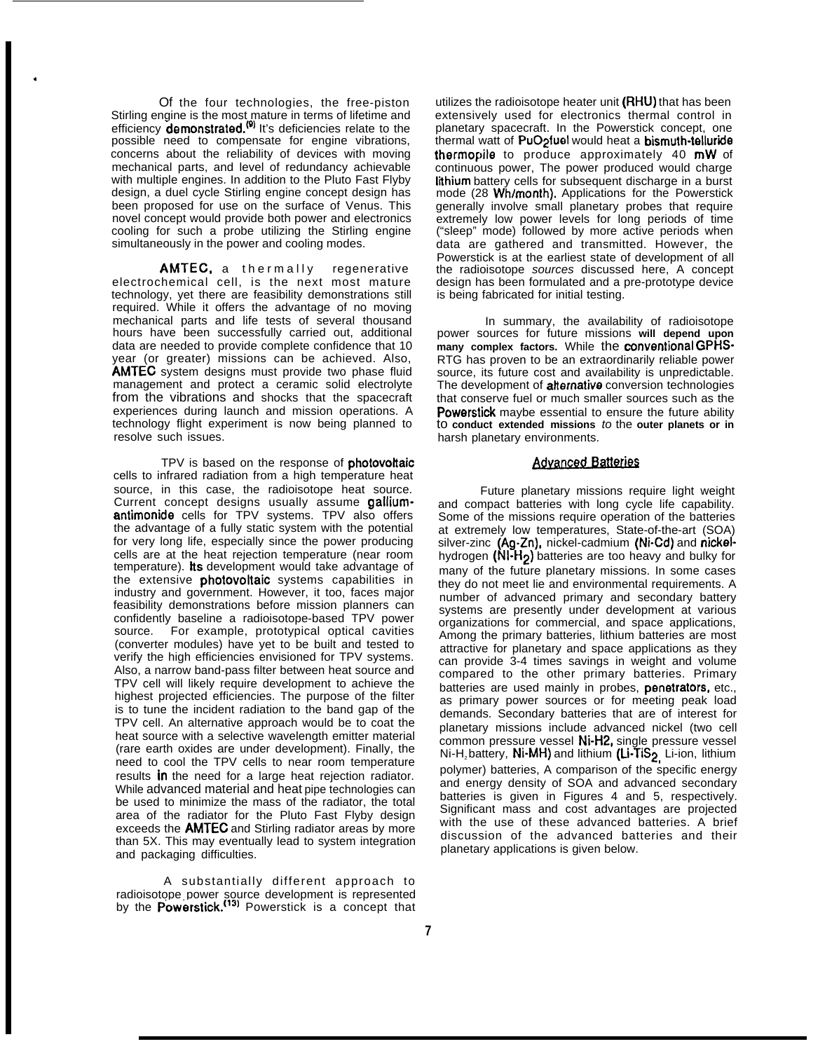Of the four technologies, the free-piston Stirling engine is the most mature in terms of lifetime and efficiency **demonstrated.**[9] It's deficiencies relate to the possible need to compensate for engine vibrations, concerns about the reliability of devices with moving mechanical parts, and level of redundancy achievable with multiple engines. In addition to the Pluto Fast Flyby design, a duel cycle Stirling engine concept design has been proposed for use on the surface of Venus. This novel concept would provide both power and electronics cooling for such a probe utilizing the Stirling engine simultaneously in the power and cooling modes.

**AMTEC**, a thermally regenerative electrochemical cell, is the next most mature technology, yet there are feasibility demonstrations still required. While it offers the advantage of no moving mechanical parts and life tests of several thousand hours have been successfully carried out, additional data are needed to provide complete confidence that 10 year (or greater) missions can be achieved. Also, **AMTEC** system designs must provide two phase fluid management and protect a ceramic solid electrolyte from the vibrations and shocks that the spacecraft experiences during launch and mission operations. A technology flight experiment is now being planned to resolve such issues.

TPV is based on the response of **photovoltaic** cells to infrared radiation from a high temperature heat source, in this case, the radioisotope heat source. Current concept designs usually assume **gallium-antimonide** cells for TPV systems. TPV also offers the advantage of a fully static system with the potential for very long life, especially since the power producing cells are at the heat rejection temperature (near room temperature). **Its** development would take advantage of the extensive **photovoltaic** systems capabilities in industry and government. However, it too, faces major feasibility demonstrations before mission planners can confidently baseline a radioisotope-based TPV power source. For example, prototypical optical cavities (converter modules) have yet to be built and tested to verify the high efficiencies envisioned for TPV systems. Also, a narrow band-pass filter between heat source and TPV cell will likely require development to achieve the highest projected efficiencies. The purpose of the filter is to tune the incident radiation to the band gap of the TPV cell. An alternative approach would be to coat the heat source with a selective wavelength emitter material (rare earth oxides are under development). Finally, the need to cool the TPV cells to near room temperature results **in** the need for a large heat rejection radiator. While advanced material and heat pipe technologies can be used to minimize the mass of the radiator, the total area of the radiator for the Pluto Fast Flyby design exceeds the **AMTEC** and Stirling radiator areas by more than 5X. This may eventually lead to system integration and packaging difficulties.

A substantially different approach to radioisotope power source development is represented by the **Powerstick.**[13] Powerstick is a concept that utilizes the radioisotope heater unit **(RHU)** that has been extensively used for electronics thermal control in planetary spacecraft. In the Powerstick concept, one thermal watt of **$PuO_2$ fuel** would heat a **bismuth-telluride thermopile** to produce approximately 40 **mW** of continuous power, The power produced would charge **lithium** battery cells for subsequent discharge in a burst mode (28 **Wh/month**). Applications for the Powerstick generally involve small planetary probes that require extremely low power levels for long periods of time ("sleep" mode) followed by more active periods when data are gathered and transmitted. However, the Powerstick is at the earliest state of development of all the radioisotope *sources* discussed here, A concept design has been formulated and a pre-prototype device is being fabricated for initial testing.

In summary, the availability of radioisotope power sources for future missions **will depend upon many complex factors.** While the **conventional GPHS-**RTG has proven to be an extraordinarily reliable power source, its future cost and availability is unpredictable. The development of **alternative** conversion technologies that conserve fuel or much smaller sources such as the **Powerstick** maybe essential to ensure the future ability to **conduct extended missions** *to* the **outer planets or in** harsh planetary environments.

## Advanced Batteries

Future planetary missions require light weight and compact batteries with long cycle life capability. Some of the missions require operation of the batteries at extremely low temperatures, State-of-the-art (SOA) silver-zinc **(Ag-Zn)**, nickel-cadmium **(Ni-Cd)** and **nickel-**hydrogen **($Ni$-$H_2$)** batteries are too heavy and bulky for many of the future planetary missions. In some cases they do not meet lie and environmental requirements. A number of advanced primary and secondary battery systems are presently under development at various organizations for commercial, and space applications, Among the primary batteries, lithium batteries are most attractive for planetary and space applications as they can provide 3-4 times savings in weight and volume compared to the other primary batteries. Primary batteries are used mainly in probes, **penetrators**, etc., as primary power sources or for meeting peak load demands. Secondary batteries that are of interest for planetary missions include advanced nickel (two cell common pressure vessel **Ni-H2**, single pressure vessel $Ni$-$H_2$ battery, **Ni-MH)** and lithium **($Li$-$TiS_2$,** Li-ion, lithium polymer) batteries, A comparison of the specific energy and energy density of SOA and advanced secondary batteries is given in Figures 4 and 5, respectively. Significant mass and cost advantages are projected with the use of these advanced batteries. A brief discussion of the advanced batteries and their planetary applications is given below.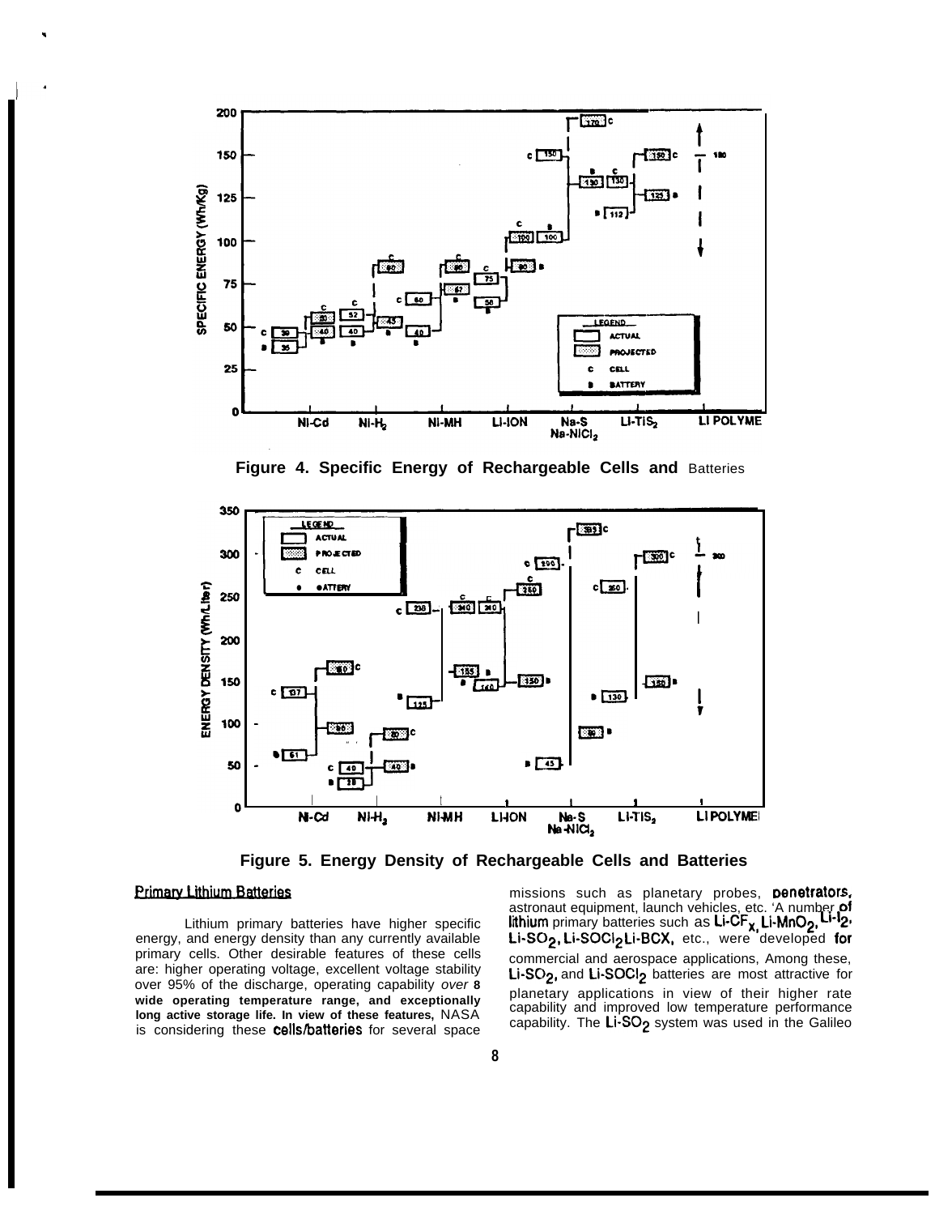Figure 4. Specific Energy of Rechargeable Cells and Batteries

Figure 5. Energy Density of Rechargeable Cells and Batteries

## Primary Lithium Batteries

Lithium primary batteries have higher specific energy, and energy density than any currently available primary cells. Other desirable features of these cells are: higher operating voltage, excellent voltage stability over 95% of the discharge, operating capability *over* **8 wide operating temperature range, and exceptionally long active storage life. In view of these features,** NASA is considering these cells/batteries for several space missions such as planetary probes, penetrators, astronaut equipment, launch vehicles, etc. 'A number of lithium primary batteries such as Li-$CF_x$, Li-$MnO_2$, Li-$I_2$, Li-$SO_2$, Li-$SOCl_2$ Li-BCX, etc., were developed for commercial and aerospace applications, Among these, Li-$SO_2$, and Li-$SOCl_2$ batteries are most attractive for planetary applications in view of their higher rate capability and improved low temperature performance capability. The Li-$SO_2$ system was used in the Galileo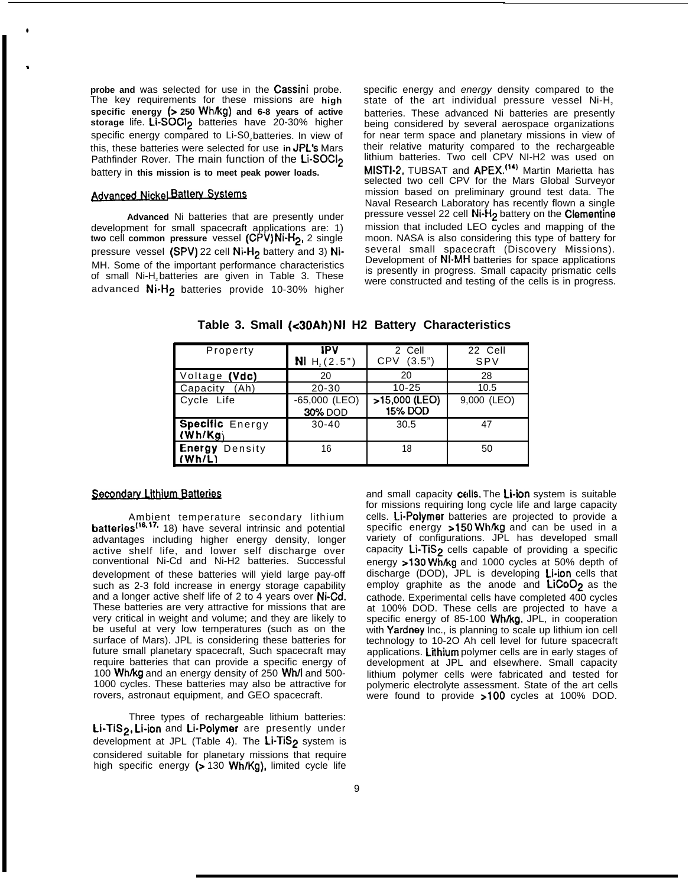probe and was selected for use in the Cassini probe. The key requirements for these missions are high specific energy (> 250 Wh/kg) and 6-8 years of active storage life. $Li\text{-}SOCl_2$ batteries have 20-30% higher specific energy compared to $Li\text{-}SO_2$ batteries. In view of this, these batteries were selected for use in JPL's Mars Pathfinder Rover. The main function of the $Li\text{-}SOCl_2$ battery in this mission is to meet peak power loads.

## Advanced Nickel Battery Systems

Advanced Ni batteries that are presently under development for small spacecraft applications are: 1) two cell common pressure vessel (CPV) $Ni\text{-}H_2$, 2 single pressure vessel (SPV) 22 cell $Ni\text{-}H_2$ battery and 3) Ni-MH. Some of the important performance characteristics of small $Ni\text{-}H_2$ batteries are given in Table 3. These advanced $Ni\text{-}H_2$ batteries provide 10-30% higher specific energy and *energy* density compared to the state of the art individual pressure vessel $Ni\text{-}H_2$ batteries. These advanced Ni batteries are presently being considered by several aerospace organizations for near term space and planetary missions in view of their relative maturity compared to the rechargeable lithium batteries. Two cell CPV NI-H2 was used on MISTI-2, TUBSAT and APEX.[14] Martin Marietta has selected two cell CPV for the Mars Global Surveyor mission based on preliminary ground test data. The Naval Research Laboratory has recently flown a single pressure vessel 22 cell $Ni\text{-}H_2$ battery on the Clementine mission that included LEO cycles and mapping of the moon. NASA is also considering this type of battery for several small spacecraft (Discovery Missions). Development of NI-MH batteries for space applications is presently in progress. Small capacity prismatic cells were constructed and testing of the cells is in progress.

**Table 3. Small (<30Ah) Ni H2 Battery Characteristics**

| Property | IPV Ni $H_2$ (2.5") | 2 Cell CPV (3.5") | 22 Cell SPV |
|---|---|---|---|
| Voltage (Vdc) | 20 | 20 | 28 |
| Capacity (Ah) | 20-30 | 10-25 | 10.5 |
| Cycle Life | -65,000 (LEO) 30% DOD | >15,000 (LEO) 15% DOD | 9,000 (LEO) |
| Specific Energy (Wh/Kg) | 30-40 | 30.5 | 47 |
| Energy Density (Wh/L) | 16 | 18 | 50 |

## Secondary Lithium Batteries

Ambient temperature secondary lithium batteries[16, 17, 18] have several intrinsic and potential advantages including higher energy density, longer active shelf life, and lower self discharge over conventional Ni-Cd and Ni-H2 batteries. Successful development of these batteries will yield large pay-off such as 2-3 fold increase in energy storage capability and a longer active shelf life of 2 to 4 years over Ni-Cd. These batteries are very attractive for missions that are very critical in weight and volume; and they are likely to be useful at very low temperatures (such as on the surface of Mars). JPL is considering these batteries for future small planetary spacecraft, Such spacecraft may require batteries that can provide a specific energy of 100 Wh/kg and an energy density of 250 Wh/l and 500-1000 cycles. These batteries may also be attractive for rovers, astronaut equipment, and GEO spacecraft.

Three types of rechargeable lithium batteries: $Li\text{-}TiS_2$, Li-ion and Li-Polymer are presently under development at JPL (Table 4). The $Li\text{-}TiS_2$ system is considered suitable for planetary missions that require high specific energy (> 130 Wh/Kg), limited cycle life and small capacity cells. The Li-ion system is suitable for missions requiring long cycle life and large capacity cells. Li-Polymer batteries are projected to provide a specific energy >150 Wh/kg and can be used in a variety of configurations. JPL has developed small capacity $Li\text{-}TiS_2$ cells capable of providing a specific energy >130 Wh/kg and 1000 cycles at 50% depth of discharge (DOD), JPL is developing Li-ion cells that employ graphite as the anode and $LiCoO_2$ as the cathode. Experimental cells have completed 400 cycles at 100% DOD. These cells are projected to have a specific energy of 85-100 Wh/kg. JPL, in cooperation with Yardney Inc., is planning to scale up lithium ion cell technology to 10-2O Ah cell level for future spacecraft applications. Lithium polymer cells are in early stages of development at JPL and elsewhere. Small capacity lithium polymer cells were fabricated and tested for polymeric electrolyte assessment. State of the art cells were found to provide >100 cycles at 100% DOD.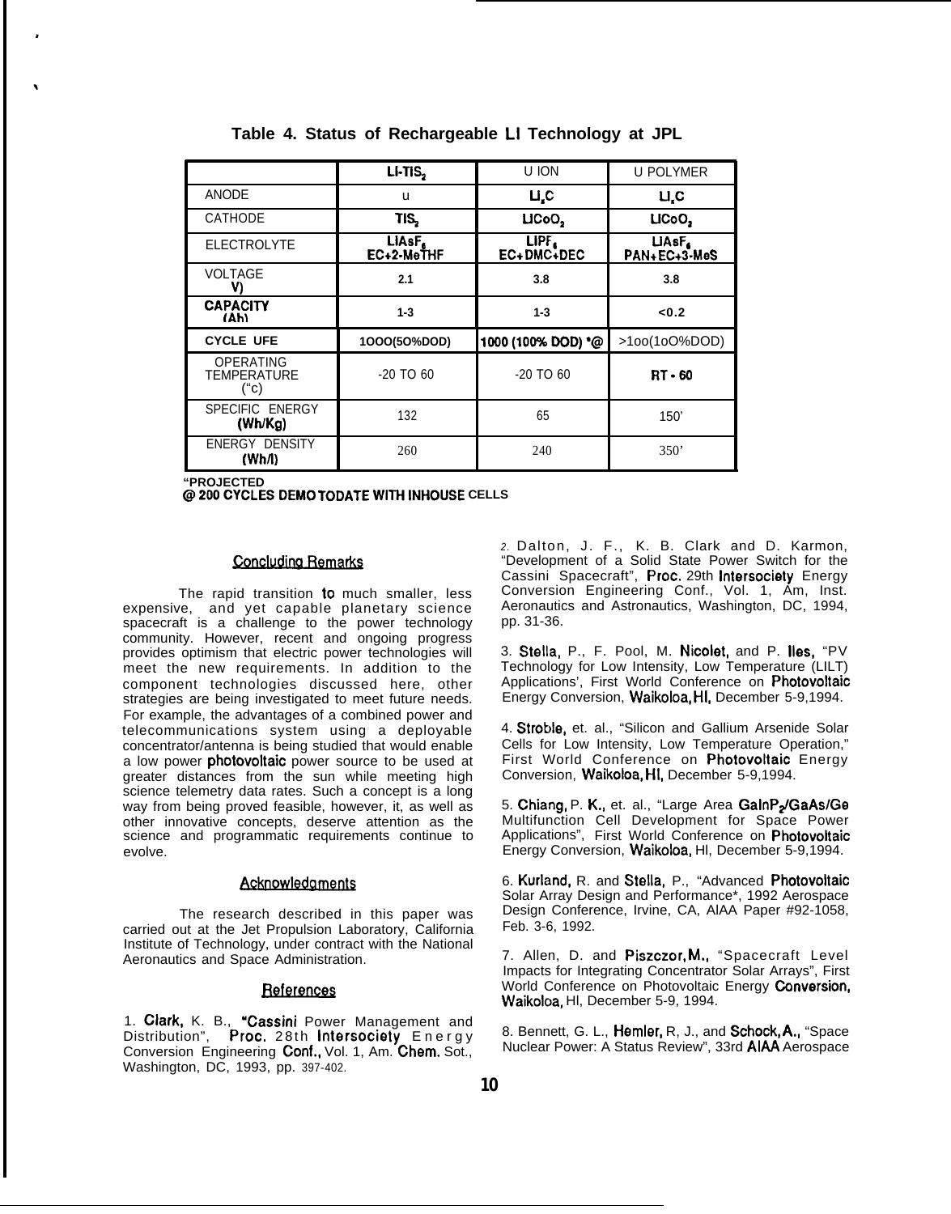**Table 4. Status of Rechargeable LI Technology at JPL**

| | LI-$TIS_2$ | U ION | U POLYMER |
|---|---|---|---|
| ANODE | u | $LI_xC$ | $LI_xC$ |
| CATHODE | $TIS_2$ | $LICoO_2$ | $LICoO_2$ |
| ELECTROLYTE | $LIAsF_6$ EC+2-MeTHF | $LIPF_6$ EC+DMC+DEC | $LIAsF_6$ PAN+EC+3-MeS |
| VOLTAGE V) | 2.1 | 3.8 | 3.8 |
| CAPACITY (Ah) | 1-3 | 1-3 | <0.2 |
| CYCLE UFE | 1OOO(5O%DOD) | 1000 (100% DOD) *@ | >1oo(1oO%DOD) |
| OPERATING TEMPERATURE (“c) | -20 TO 60 | -20 TO 60 | RT - 60 |
| SPECIFIC ENERGY (Wh/Kg) | 132 | 65 | 150’ |
| ENERGY DENSITY (Wh/l) | 260 | 240 | 350’ |

“PROJECTED
@ 200 CYCLES DEMO TODATE WITH INHOUSE CELLS

## Concluding Remarks

The rapid transition to much smaller, less expensive, and yet capable planetary science spacecraft is a challenge to the power technology community. However, recent and ongoing progress provides optimism that electric power technologies will meet the new requirements. In addition to the component technologies discussed here, other strategies are being investigated to meet future needs. For example, the advantages of a combined power and telecommunications system using a deployable concentrator/antenna is being studied that would enable a low power photovoltaic power source to be used at greater distances from the sun while meeting high science telemetry data rates. Such a concept is a long way from being proved feasible, however, it, as well as other innovative concepts, deserve attention as the science and programmatic requirements continue to evolve.

## Acknowledgments

The research described in this paper was carried out at the Jet Propulsion Laboratory, California Institute of Technology, under contract with the National Aeronautics and Space Administration.

## References

1. Clark, K. B., "Cassini Power Management and Distribution", Proc. 28th Intersociety Energy Conversion Engineering Conf., Vol. 1, Am. Chem. Sot., Washington, DC, 1993, pp. 397-402.

2. Dalton, J. F., K. B. Clark and D. Karmon, “Development of a Solid State Power Switch for the Cassini Spacecraft”, Proc. 29th Intersociety Energy Conversion Engineering Conf., Vol. 1, Am, Inst. Aeronautics and Astronautics, Washington, DC, 1994, pp. 31-36.

3. Stella, P., F. Pool, M. Nicolet, and P. Iles, “PV Technology for Low Intensity, Low Temperature (LILT) Applications', First World Conference on Photovoltaic Energy Conversion, Waikoloa, HI, December 5-9,1994.

4. Stroble, et. al., “Silicon and Gallium Arsenide Solar Cells for Low Intensity, Low Temperature Operation,” First World Conference on Photovoltaic Energy Conversion, Waikoloa, HI, December 5-9,1994.

5. Chiang, P. K., et. al., “Large Area $GaInP_2$/GaAs/Ge Multifunction Cell Development for Space Power Applications”, First World Conference on Photovoltaic Energy Conversion, Waikoloa, Hl, December 5-9,1994.

6. Kurland, R. and Stella, P., “Advanced Photovoltaic Solar Array Design and Performance*, 1992 Aerospace Design Conference, Irvine, CA, AIAA Paper #92-1058, Feb. 3-6, 1992.

7. Allen, D. and Piszczor, M., “Spacecraft Level Impacts for Integrating Concentrator Solar Arrays”, First World Conference on Photovoltaic Energy Conversion, Waikoloa, Hl, December 5-9, 1994.

8. Bennett, G. L., Hemler, R, J., and Schock, A., “Space Nuclear Power: A Status Review”, 33rd AIAA Aerospace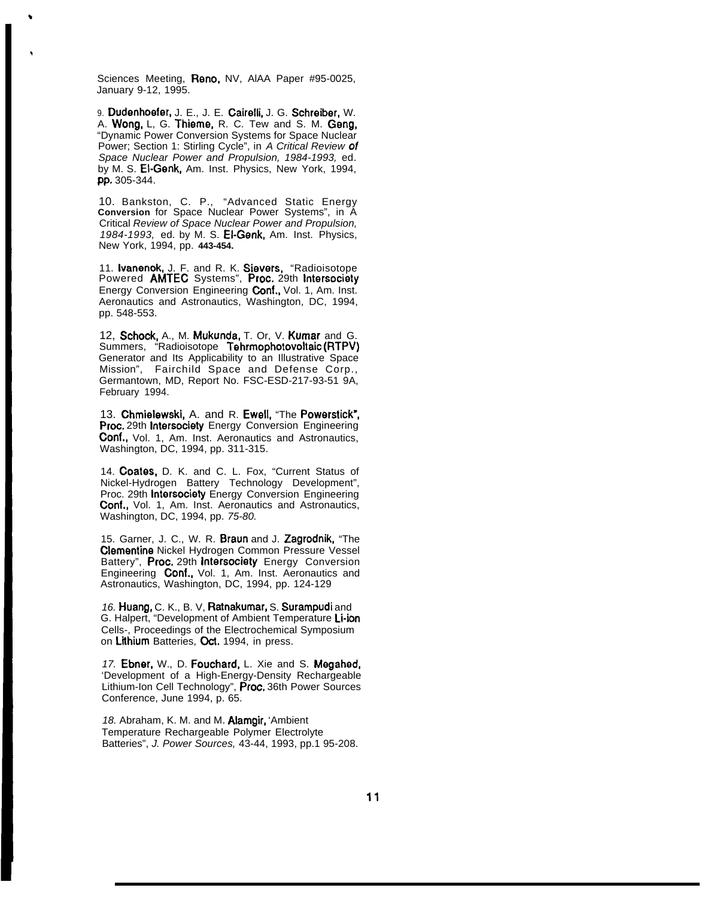Sciences Meeting, Reno, NV, AIAA Paper #95-0025, January 9-12, 1995.

9. Dudenhoefer, J. E., J. E. Cairelli, J. G. Schreiber, W. A. Wong, L, G. Thieme, R. C. Tew and S. M. Geng, "Dynamic Power Conversion Systems for Space Nuclear Power; Section 1: Stirling Cycle", in *A Critical Review of Space Nuclear Power and Propulsion, 1984-1993,* ed. by M. S. El-Genk, Am. Inst. Physics, New York, 1994, pp. 305-344.

10. Bankston, C. P., "Advanced Static Energy **Conversion** for Space Nuclear Power Systems", in A Critical *Review of Space Nuclear Power and Propulsion, 1984-1993,* ed. by M. S. El-Genk, Am. Inst. Physics, New York, 1994, pp. **443-454.**

11. Ivanenok, J. F. and R. K. Sievers, "Radioisotope Powered AMTEC Systems", Proc. 29th Intersociety Energy Conversion Engineering Conf., Vol. 1, Am. Inst. Aeronautics and Astronautics, Washington, DC, 1994, pp. 548-553.

12, Schock, A., M. Mukunda, T. Or, V. Kumar and G. Summers, "Radioisotope Tehrmophotovoltaic (RTPV) Generator and Its Applicability to an Illustrative Space Mission", Fairchild Space and Defense Corp., Germantown, MD, Report No. FSC-ESD-217-93-51 9A, February 1994.

13. Chmielewski, A. and R. Ewell, "The Powerstick", Proc. 29th Intersociety Energy Conversion Engineering Conf., Vol. 1, Am. Inst. Aeronautics and Astronautics, Washington, DC, 1994, pp. 311-315.

14. Coates, D. K. and C. L. Fox, "Current Status of Nickel-Hydrogen Battery Technology Development", Proc. 29th Intersociety Energy Conversion Engineering Conf., Vol. 1, Am. Inst. Aeronautics and Astronautics, Washington, DC, 1994, pp. *75-80.*

15. Garner, J. C., W. R. Braun and J. Zagrodnik, "The Clementine Nickel Hydrogen Common Pressure Vessel Battery", Proc. 29th Intersociety Energy Conversion Engineering Conf., Vol. 1, Am. Inst. Aeronautics and Astronautics, Washington, DC, 1994, pp. 124-129

*16.* Huang, C. K., B. V, Ratnakumar, S. Surampudi and G. Halpert, "Development of Ambient Temperature Li-ion Cells-, Proceedings of the Electrochemical Symposium on Lithium Batteries, Oct. 1994, in press.

*17.* Ebner, W., D. Fouchard, L. Xie and S. Megahed, 'Development of a High-Energy-Density Rechargeable Lithium-Ion Cell Technology", Proc. 36th Power Sources Conference, June 1994, p. 65.

*18.* Abraham, K. M. and M. Alamgir, 'Ambient Temperature Rechargeable Polymer Electrolyte Batteries", *J. Power Sources,* 43-44, 1993, pp.1 95-208.